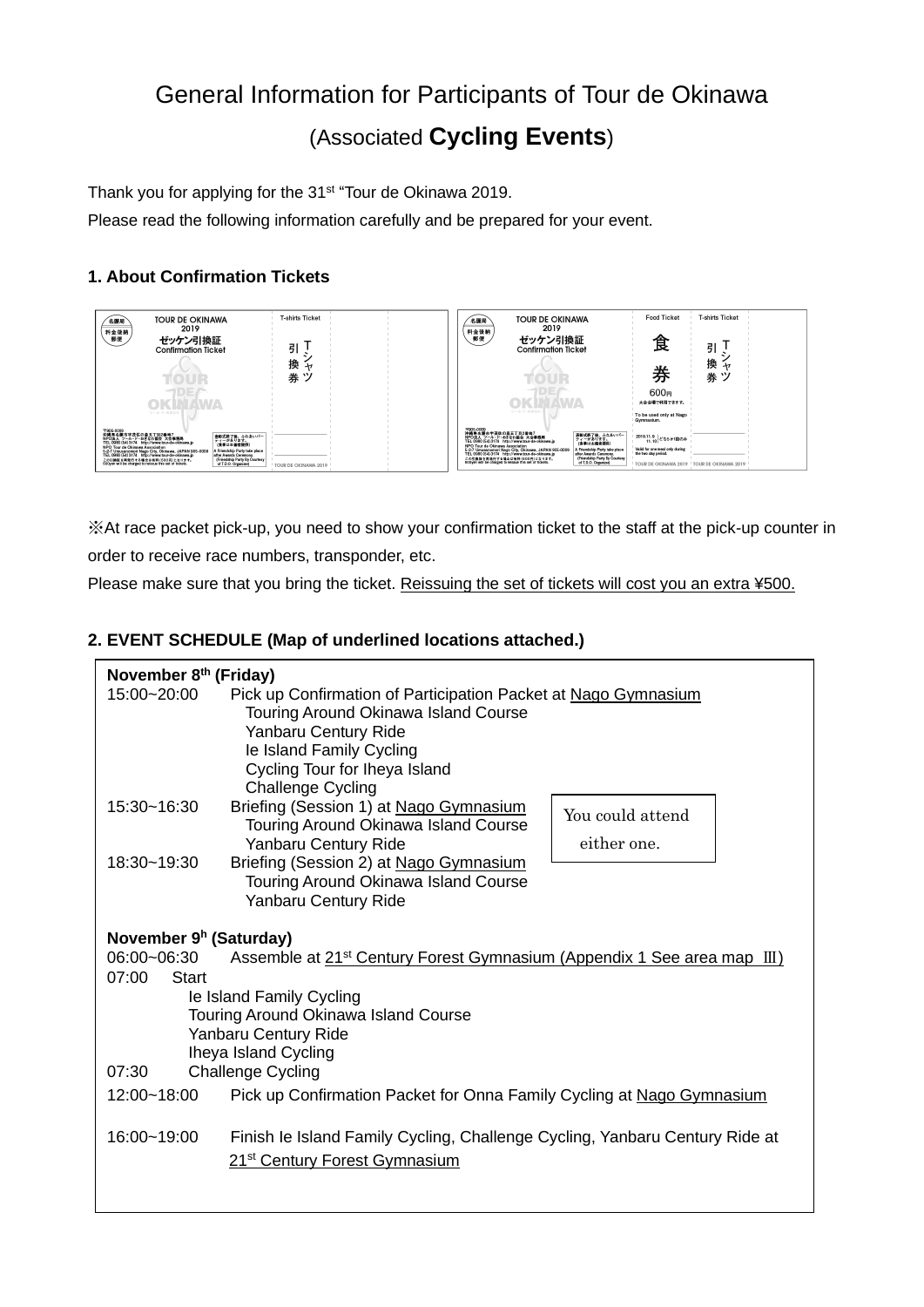# General Information for Participants of Tour de Okinawa

## (Associated **Cycling Events**)

Thank you for applying for the 31st "Tour de Okinawa 2019.

Please read the following information carefully and be prepared for your event.

### 1. About Confirmation Tickets

※At race packet pick-up, you need to show your confirmation ticket to the staff at the pick-up counter in order to receive race numbers, transponder, etc.

Please make sure that you bring the ticket. Reissuing the set of tickets will cost you an extra ¥500.

### 2. EVENT SCHEDULE (Map of underlined locations attached.)

**November 8th (Friday)**

15:00~20:00 Pick up Confirmation of Participation Packet at Nago Gymnasium
- Touring Around Okinawa Island Course
- Yanbaru Century Ride
- Ie Island Family Cycling
- Cycling Tour for Iheya Island
- Challenge Cycling

15:30~16:30 Briefing (Session 1) at Nago Gymnasium
- Touring Around Okinawa Island Course
- Yanbaru Century Ride

18:30~19:30 Briefing (Session 2) at Nago Gymnasium
- Touring Around Okinawa Island Course
- Yanbaru Century Ride

You could attend either one.

**November 9h (Saturday)**

06:00~06:30 Assemble at 21st Century Forest Gymnasium (Appendix 1 See area map Ⅲ)

07:00 Start
- Ie Island Family Cycling
- Touring Around Okinawa Island Course
- Yanbaru Century Ride
- Iheya Island Cycling

07:30 Challenge Cycling

12:00~18:00 Pick up Confirmation Packet for Onna Family Cycling at Nago Gymnasium

16:00~19:00 Finish Ie Island Family Cycling, Challenge Cycling, Yanbaru Century Ride at 21st Century Forest Gymnasium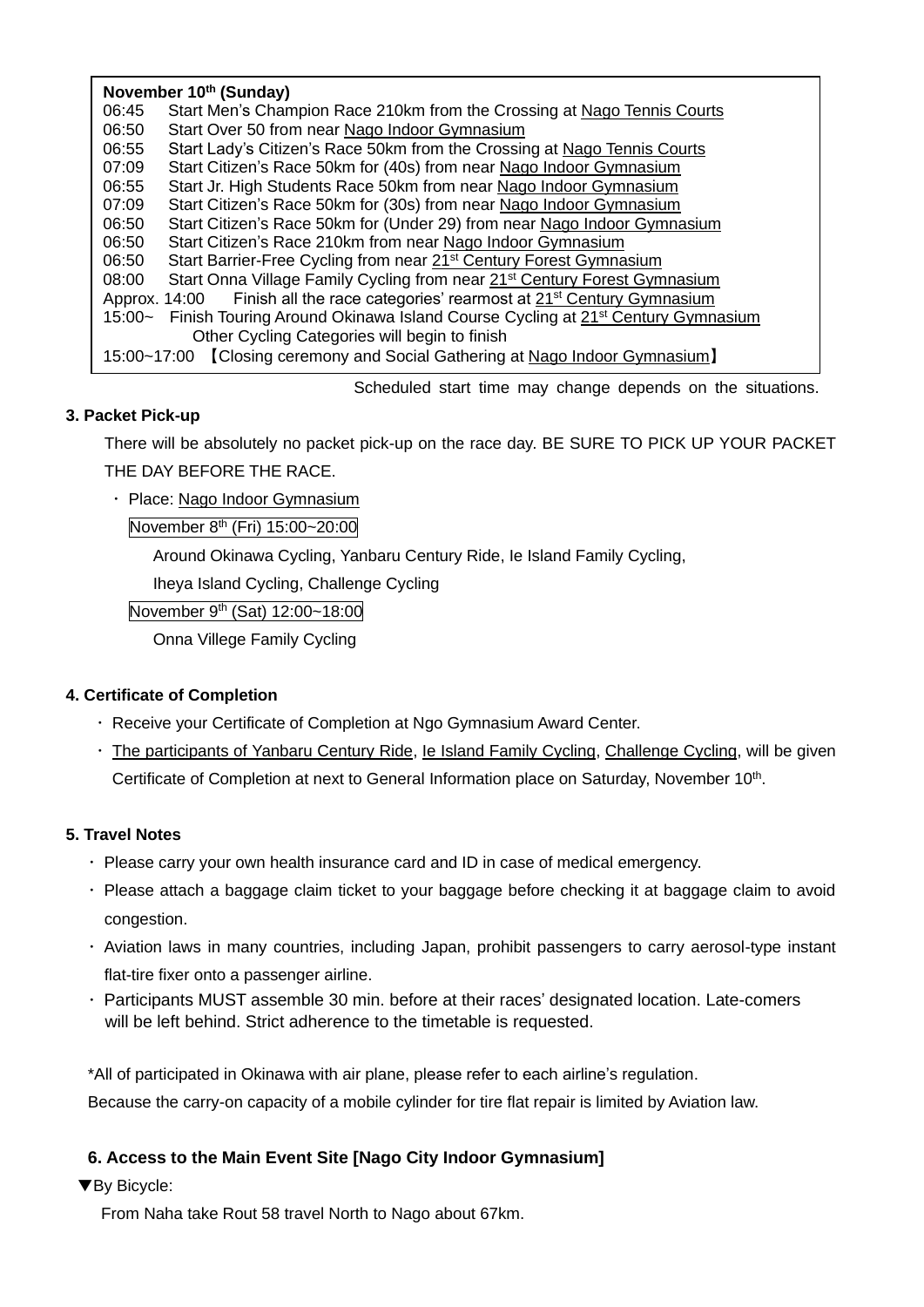**November 10th (Sunday)**

06:45　Start Men's Champion Race 210km from the Crossing at Nago Tennis Courts
06:50　Start Over 50 from near Nago Indoor Gymnasium
06:55　Start Lady's Citizen's Race 50km from the Crossing at Nago Tennis Courts
07:09　Start Citizen's Race 50km for (40s) from near Nago Indoor Gymnasium
06:55　Start Jr. High Students Race 50km from near Nago Indoor Gymnasium
07:09　Start Citizen's Race 50km for (30s) from near Nago Indoor Gymnasium
06:50　Start Citizen's Race 50km for (Under 29) from near Nago Indoor Gymnasium
06:50　Start Citizen's Race 210km from near Nago Indoor Gymnasium
06:50　Start Barrier-Free Cycling from near 21st Century Forest Gymnasium
08:00　Start Onna Village Family Cycling from near 21st Century Forest Gymnasium
Approx. 14:00　Finish all the race categories' rearmost at 21st Century Gymnasium
15:00~　Finish Touring Around Okinawa Island Course Cycling at 21st Century Gymnasium
　　Other Cycling Categories will begin to finish
15:00~17:00 【Closing ceremony and Social Gathering at Nago Indoor Gymnasium】

Scheduled start time may change depends on the situations.

### 3. Packet Pick-up

There will be absolutely no packet pick-up on the race day. BE SURE TO PICK UP YOUR PACKET THE DAY BEFORE THE RACE.

・ Place: Nago Indoor Gymnasium

November 8th (Fri) 15:00~20:00

Around Okinawa Cycling, Yanbaru Century Ride, Ie Island Family Cycling, Iheya Island Cycling, Challenge Cycling

November 9th (Sat) 12:00~18:00

Onna Villege Family Cycling

### 4. Certificate of Completion

・ Receive your Certificate of Completion at Ngo Gymnasium Award Center.
・ The participants of Yanbaru Century Ride, Ie Island Family Cycling, Challenge Cycling, will be given Certificate of Completion at next to General Information place on Saturday, November 10th.

### 5. Travel Notes

・ Please carry your own health insurance card and ID in case of medical emergency.
・ Please attach a baggage claim ticket to your baggage before checking it at baggage claim to avoid congestion.
・ Aviation laws in many countries, including Japan, prohibit passengers to carry aerosol-type instant flat-tire fixer onto a passenger airline.
・ Participants MUST assemble 30 min. before at their races' designated location. Late-comers will be left behind. Strict adherence to the timetable is requested.

*All of participated in Okinawa with air plane, please refer to each airline's regulation.
Because the carry-on capacity of a mobile cylinder for tire flat repair is limited by Aviation law.

### 6. Access to the Main Event Site [Nago City Indoor Gymnasium]

▼By Bicycle:

From Naha take Rout 58 travel North to Nago about 67km.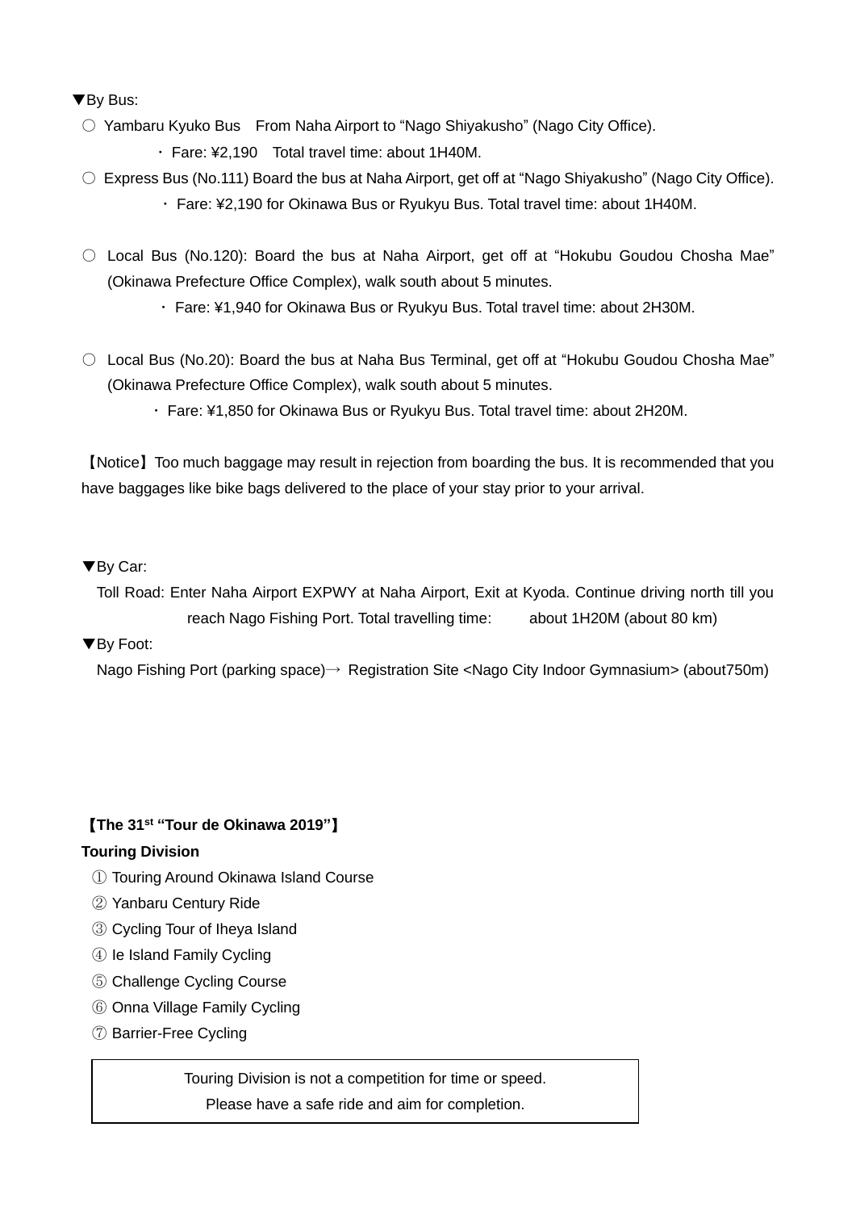▼By Bus:

○ Yambaru Kyuko Bus　From Naha Airport to “Nago Shiyakusho” (Nago City Office).

・ Fare: ¥2,190　Total travel time: about 1H40M.

○ Express Bus (No.111) Board the bus at Naha Airport, get off at “Nago Shiyakusho” (Nago City Office).

・ Fare: ¥2,190 for Okinawa Bus or Ryukyu Bus. Total travel time: about 1H40M.

○ Local Bus (No.120): Board the bus at Naha Airport, get off at “Hokubu Goudou Chosha Mae” (Okinawa Prefecture Office Complex), walk south about 5 minutes.

・ Fare: ¥1,940 for Okinawa Bus or Ryukyu Bus. Total travel time: about 2H30M.

○ Local Bus (No.20): Board the bus at Naha Bus Terminal, get off at “Hokubu Goudou Chosha Mae” (Okinawa Prefecture Office Complex), walk south about 5 minutes.

・ Fare: ¥1,850 for Okinawa Bus or Ryukyu Bus. Total travel time: about 2H20M.

【Notice】Too much baggage may result in rejection from boarding the bus. It is recommended that you have baggages like bike bags delivered to the place of your stay prior to your arrival.

▼By Car:

Toll Road: Enter Naha Airport EXPWY at Naha Airport, Exit at Kyoda. Continue driving north till you reach Nago Fishing Port. Total travelling time:　about 1H20M (about 80 km)

▼By Foot:

Nago Fishing Port (parking space)→ Registration Site <Nago City Indoor Gymnasium> (about750m)

**【The 31st “Tour de Okinawa 2019”】**

**Touring Division**

① Touring Around Okinawa Island Course
② Yanbaru Century Ride
③ Cycling Tour of Iheya Island
④ Ie Island Family Cycling
⑤ Challenge Cycling Course
⑥ Onna Village Family Cycling
⑦ Barrier-Free Cycling

Touring Division is not a competition for time or speed.
Please have a safe ride and aim for completion.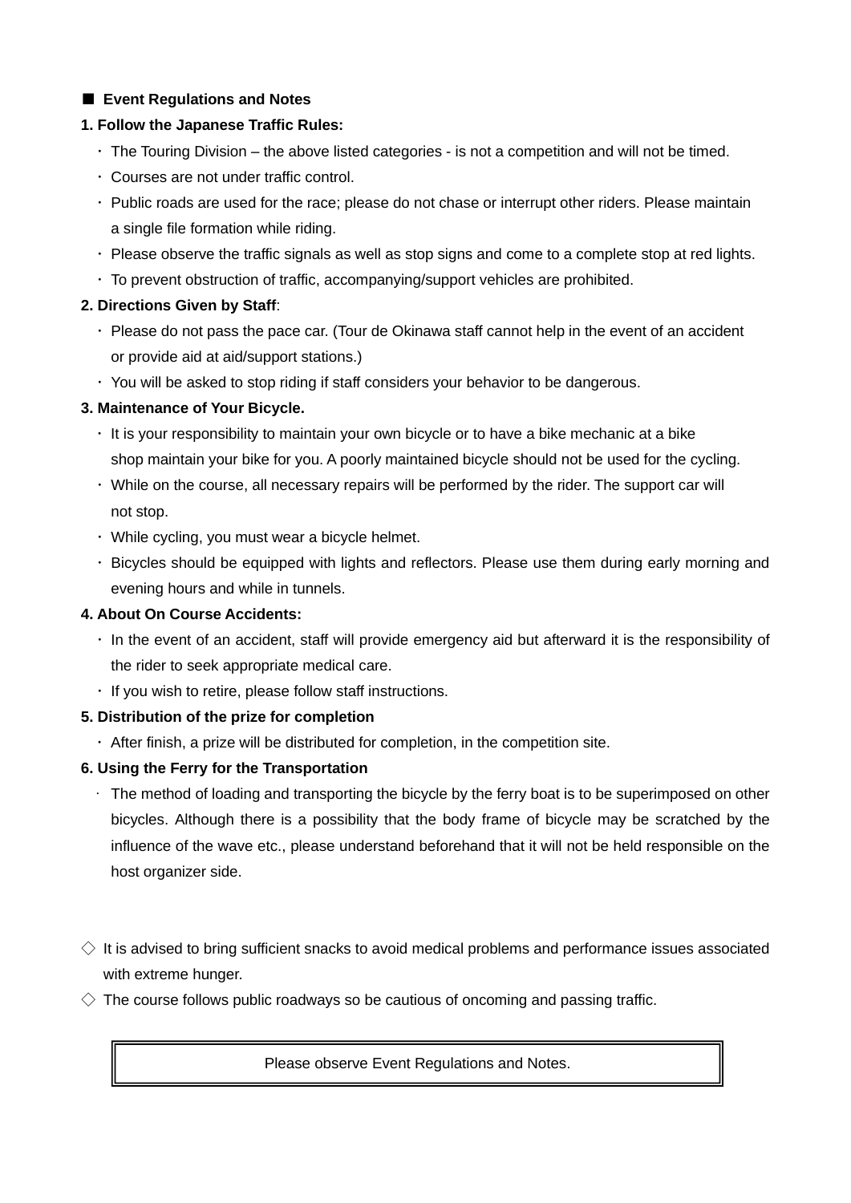## ■ Event Regulations and Notes

**1. Follow the Japanese Traffic Rules:**

- The Touring Division – the above listed categories - is not a competition and will not be timed.
- Courses are not under traffic control.
- Public roads are used for the race; please do not chase or interrupt other riders. Please maintain a single file formation while riding.
- Please observe the traffic signals as well as stop signs and come to a complete stop at red lights.
- To prevent obstruction of traffic, accompanying/support vehicles are prohibited.

**2. Directions Given by Staff**:

- Please do not pass the pace car. (Tour de Okinawa staff cannot help in the event of an accident or provide aid at aid/support stations.)
- You will be asked to stop riding if staff considers your behavior to be dangerous.

**3. Maintenance of Your Bicycle.**

- It is your responsibility to maintain your own bicycle or to have a bike mechanic at a bike shop maintain your bike for you. A poorly maintained bicycle should not be used for the cycling.
- While on the course, all necessary repairs will be performed by the rider. The support car will not stop.
- While cycling, you must wear a bicycle helmet.
- Bicycles should be equipped with lights and reflectors. Please use them during early morning and evening hours and while in tunnels.

**4. About On Course Accidents:**

- In the event of an accident, staff will provide emergency aid but afterward it is the responsibility of the rider to seek appropriate medical care.
- If you wish to retire, please follow staff instructions.

**5. Distribution of the prize for completion**

- After finish, a prize will be distributed for completion, in the competition site.

**6. Using the Ferry for the Transportation**

- The method of loading and transporting the bicycle by the ferry boat is to be superimposed on other bicycles. Although there is a possibility that the body frame of bicycle may be scratched by the influence of the wave etc., please understand beforehand that it will not be held responsible on the host organizer side.

◇ It is advised to bring sufficient snacks to avoid medical problems and performance issues associated with extreme hunger.

◇ The course follows public roadways so be cautious of oncoming and passing traffic.

Please observe Event Regulations and Notes.